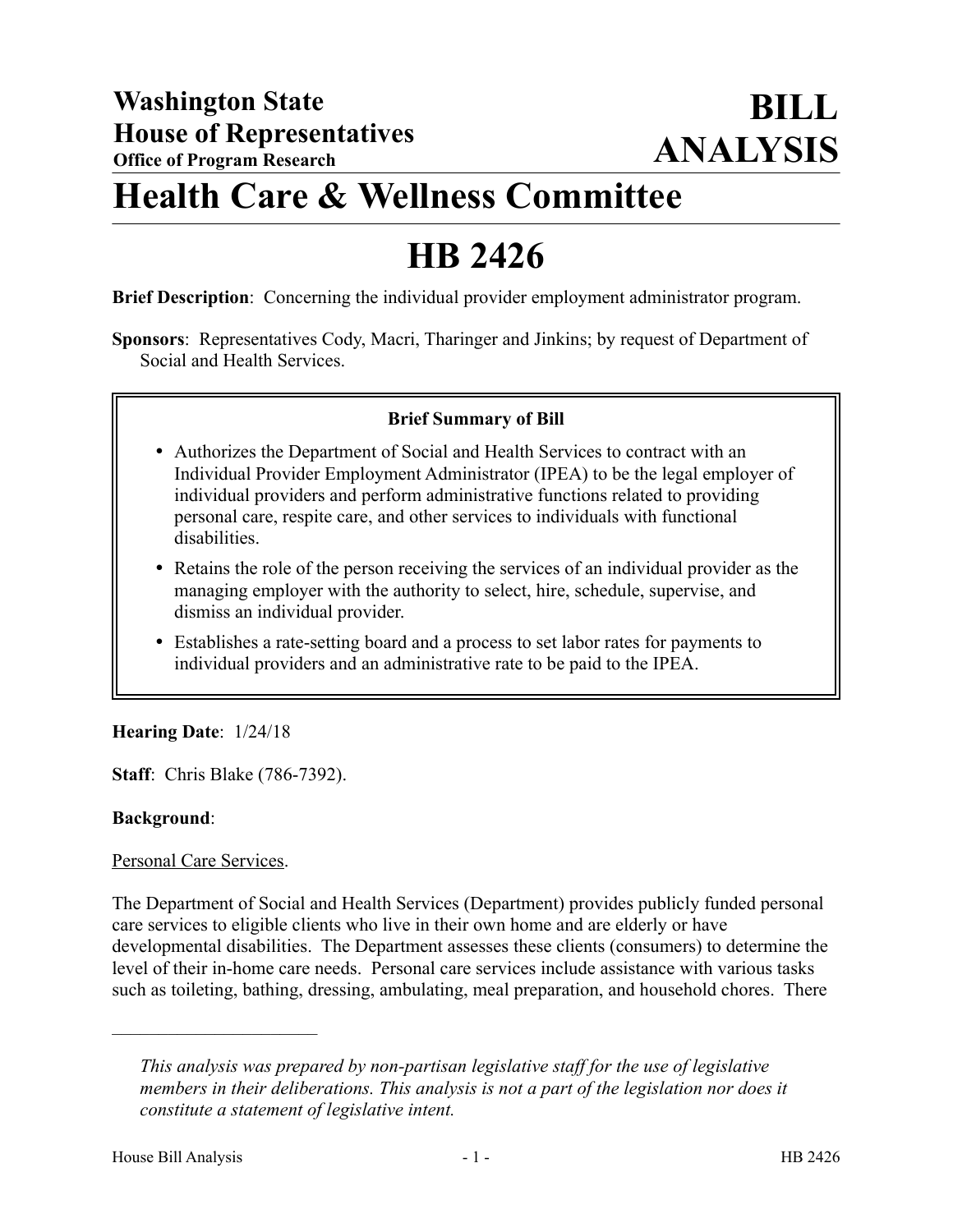**Washington State House of Representatives**
**Office of Program Research**

# BILL ANALYSIS

# Health Care & Wellness Committee

# HB 2426

**Brief Description**: Concerning the individual provider employment administrator program.

**Sponsors**: Representatives Cody, Macri, Tharinger and Jinkins; by request of Department of Social and Health Services.

**Brief Summary of Bill**

- Authorizes the Department of Social and Health Services to contract with an Individual Provider Employment Administrator (IPEA) to be the legal employer of individual providers and perform administrative functions related to providing personal care, respite care, and other services to individuals with functional disabilities.
- Retains the role of the person receiving the services of an individual provider as the managing employer with the authority to select, hire, schedule, supervise, and dismiss an individual provider.
- Establishes a rate-setting board and a process to set labor rates for payments to individual providers and an administrative rate to be paid to the IPEA.

**Hearing Date**: 1/24/18

**Staff**: Chris Blake (786-7392).

**Background**:

Personal Care Services.

The Department of Social and Health Services (Department) provides publicly funded personal care services to eligible clients who live in their own home and are elderly or have developmental disabilities. The Department assesses these clients (consumers) to determine the level of their in-home care needs. Personal care services include assistance with various tasks such as toileting, bathing, dressing, ambulating, meal preparation, and household chores. There

---

*This analysis was prepared by non-partisan legislative staff for the use of legislative members in their deliberations. This analysis is not a part of the legislation nor does it constitute a statement of legislative intent.*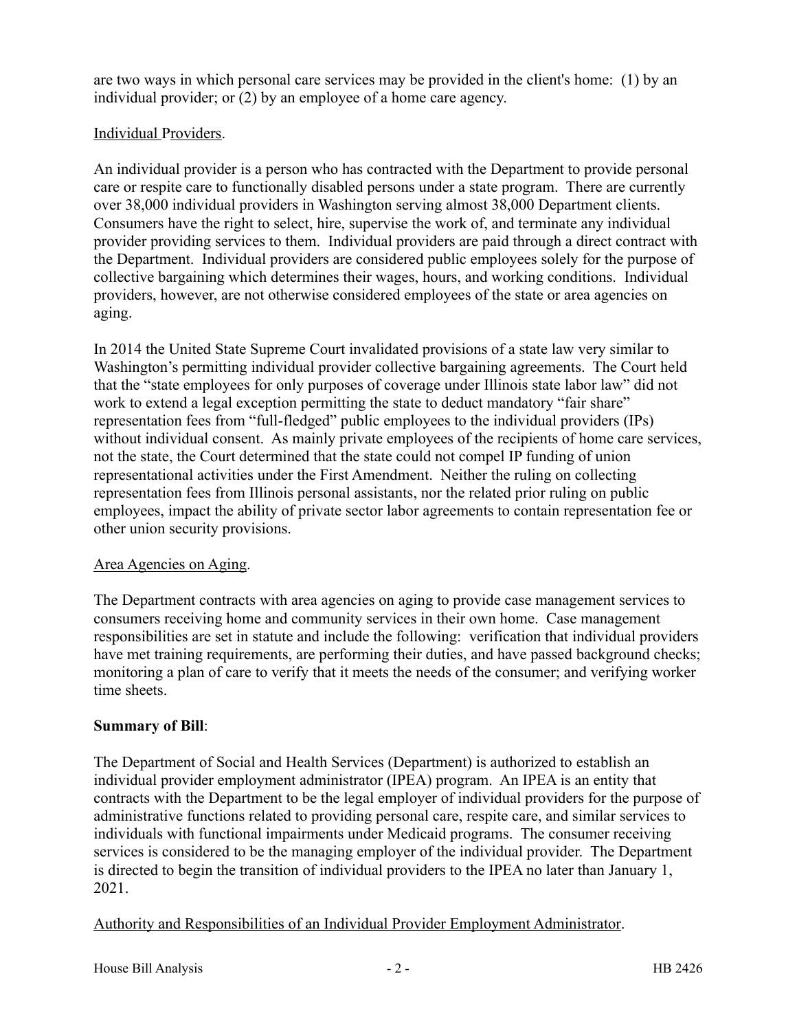are two ways in which personal care services may be provided in the client's home: (1) by an individual provider; or (2) by an employee of a home care agency.

Individual Providers.

An individual provider is a person who has contracted with the Department to provide personal care or respite care to functionally disabled persons under a state program. There are currently over 38,000 individual providers in Washington serving almost 38,000 Department clients. Consumers have the right to select, hire, supervise the work of, and terminate any individual provider providing services to them. Individual providers are paid through a direct contract with the Department. Individual providers are considered public employees solely for the purpose of collective bargaining which determines their wages, hours, and working conditions. Individual providers, however, are not otherwise considered employees of the state or area agencies on aging.

In 2014 the United State Supreme Court invalidated provisions of a state law very similar to Washington's permitting individual provider collective bargaining agreements. The Court held that the "state employees for only purposes of coverage under Illinois state labor law" did not work to extend a legal exception permitting the state to deduct mandatory "fair share" representation fees from "full-fledged" public employees to the individual providers (IPs) without individual consent. As mainly private employees of the recipients of home care services, not the state, the Court determined that the state could not compel IP funding of union representational activities under the First Amendment. Neither the ruling on collecting representation fees from Illinois personal assistants, nor the related prior ruling on public employees, impact the ability of private sector labor agreements to contain representation fee or other union security provisions.

Area Agencies on Aging.

The Department contracts with area agencies on aging to provide case management services to consumers receiving home and community services in their own home. Case management responsibilities are set in statute and include the following: verification that individual providers have met training requirements, are performing their duties, and have passed background checks; monitoring a plan of care to verify that it meets the needs of the consumer; and verifying worker time sheets.

**Summary of Bill**:

The Department of Social and Health Services (Department) is authorized to establish an individual provider employment administrator (IPEA) program. An IPEA is an entity that contracts with the Department to be the legal employer of individual providers for the purpose of administrative functions related to providing personal care, respite care, and similar services to individuals with functional impairments under Medicaid programs. The consumer receiving services is considered to be the managing employer of the individual provider. The Department is directed to begin the transition of individual providers to the IPEA no later than January 1, 2021.

Authority and Responsibilities of an Individual Provider Employment Administrator.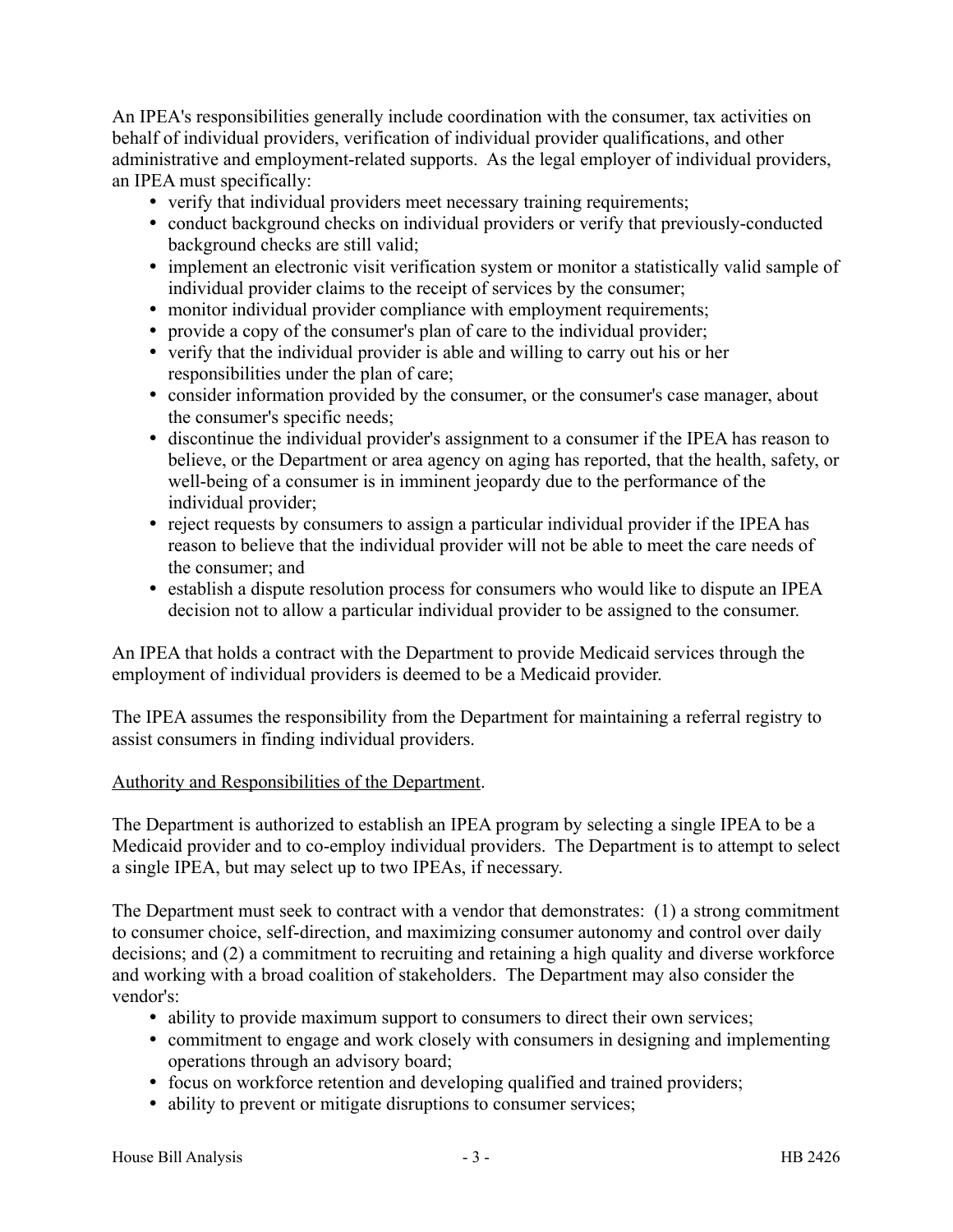An IPEA's responsibilities generally include coordination with the consumer, tax activities on behalf of individual providers, verification of individual provider qualifications, and other administrative and employment-related supports. As the legal employer of individual providers, an IPEA must specifically:

- verify that individual providers meet necessary training requirements;
- conduct background checks on individual providers or verify that previously-conducted background checks are still valid;
- implement an electronic visit verification system or monitor a statistically valid sample of individual provider claims to the receipt of services by the consumer;
- monitor individual provider compliance with employment requirements;
- provide a copy of the consumer's plan of care to the individual provider;
- verify that the individual provider is able and willing to carry out his or her responsibilities under the plan of care;
- consider information provided by the consumer, or the consumer's case manager, about the consumer's specific needs;
- discontinue the individual provider's assignment to a consumer if the IPEA has reason to believe, or the Department or area agency on aging has reported, that the health, safety, or well-being of a consumer is in imminent jeopardy due to the performance of the individual provider;
- reject requests by consumers to assign a particular individual provider if the IPEA has reason to believe that the individual provider will not be able to meet the care needs of the consumer; and
- establish a dispute resolution process for consumers who would like to dispute an IPEA decision not to allow a particular individual provider to be assigned to the consumer.

An IPEA that holds a contract with the Department to provide Medicaid services through the employment of individual providers is deemed to be a Medicaid provider.

The IPEA assumes the responsibility from the Department for maintaining a referral registry to assist consumers in finding individual providers.

Authority and Responsibilities of the Department.

The Department is authorized to establish an IPEA program by selecting a single IPEA to be a Medicaid provider and to co-employ individual providers. The Department is to attempt to select a single IPEA, but may select up to two IPEAs, if necessary.

The Department must seek to contract with a vendor that demonstrates: (1) a strong commitment to consumer choice, self-direction, and maximizing consumer autonomy and control over daily decisions; and (2) a commitment to recruiting and retaining a high quality and diverse workforce and working with a broad coalition of stakeholders. The Department may also consider the vendor's:

- ability to provide maximum support to consumers to direct their own services;
- commitment to engage and work closely with consumers in designing and implementing operations through an advisory board;
- focus on workforce retention and developing qualified and trained providers;
- ability to prevent or mitigate disruptions to consumer services;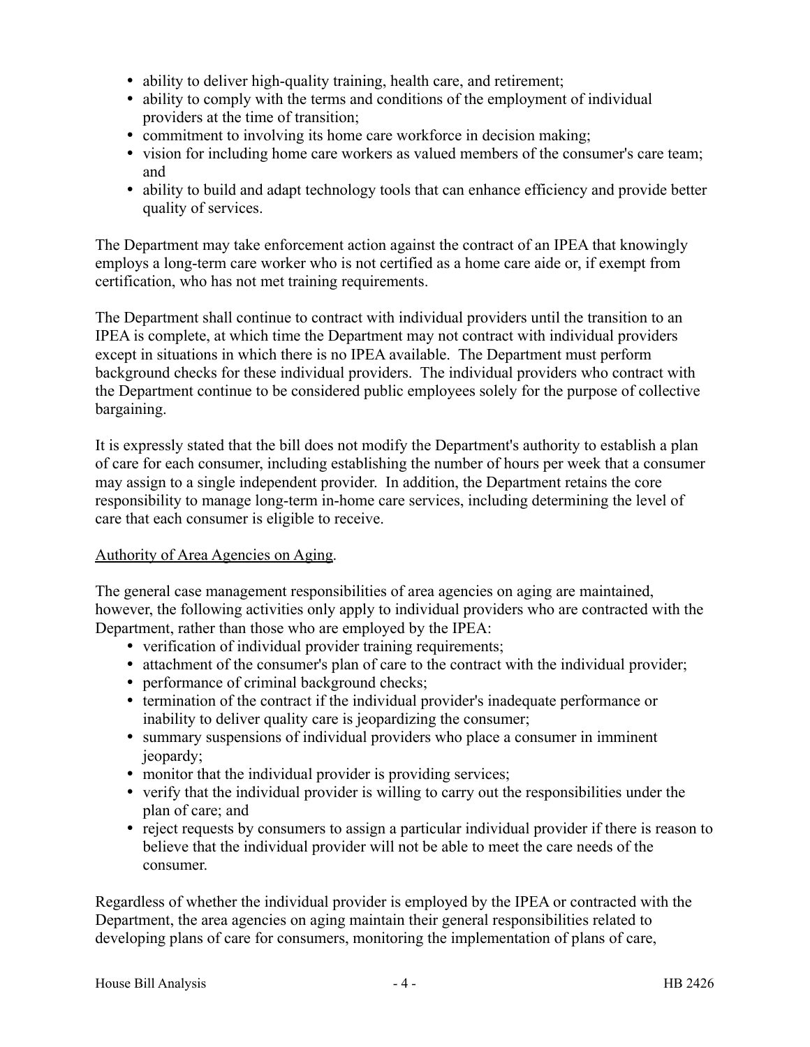- ability to deliver high-quality training, health care, and retirement;
- ability to comply with the terms and conditions of the employment of individual providers at the time of transition;
- commitment to involving its home care workforce in decision making;
- vision for including home care workers as valued members of the consumer's care team; and
- ability to build and adapt technology tools that can enhance efficiency and provide better quality of services.

The Department may take enforcement action against the contract of an IPEA that knowingly employs a long-term care worker who is not certified as a home care aide or, if exempt from certification, who has not met training requirements.

The Department shall continue to contract with individual providers until the transition to an IPEA is complete, at which time the Department may not contract with individual providers except in situations in which there is no IPEA available. The Department must perform background checks for these individual providers. The individual providers who contract with the Department continue to be considered public employees solely for the purpose of collective bargaining.

It is expressly stated that the bill does not modify the Department's authority to establish a plan of care for each consumer, including establishing the number of hours per week that a consumer may assign to a single independent provider. In addition, the Department retains the core responsibility to manage long-term in-home care services, including determining the level of care that each consumer is eligible to receive.

Authority of Area Agencies on Aging.

The general case management responsibilities of area agencies on aging are maintained, however, the following activities only apply to individual providers who are contracted with the Department, rather than those who are employed by the IPEA:

- verification of individual provider training requirements;
- attachment of the consumer's plan of care to the contract with the individual provider;
- performance of criminal background checks;
- termination of the contract if the individual provider's inadequate performance or inability to deliver quality care is jeopardizing the consumer;
- summary suspensions of individual providers who place a consumer in imminent jeopardy;
- monitor that the individual provider is providing services;
- verify that the individual provider is willing to carry out the responsibilities under the plan of care; and
- reject requests by consumers to assign a particular individual provider if there is reason to believe that the individual provider will not be able to meet the care needs of the consumer.

Regardless of whether the individual provider is employed by the IPEA or contracted with the Department, the area agencies on aging maintain their general responsibilities related to developing plans of care for consumers, monitoring the implementation of plans of care,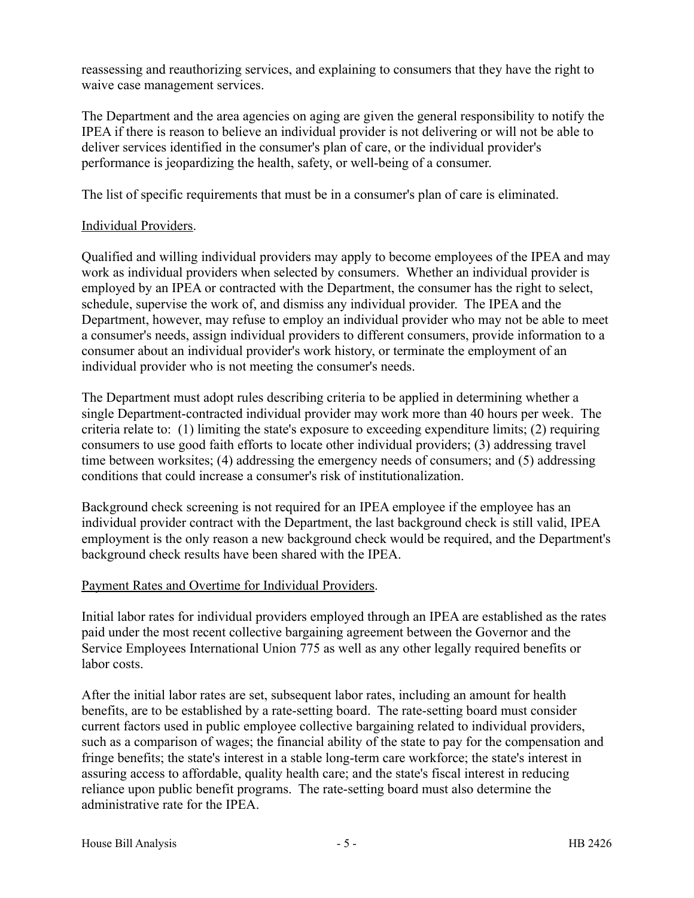reassessing and reauthorizing services, and explaining to consumers that they have the right to waive case management services.

The Department and the area agencies on aging are given the general responsibility to notify the IPEA if there is reason to believe an individual provider is not delivering or will not be able to deliver services identified in the consumer's plan of care, or the individual provider's performance is jeopardizing the health, safety, or well-being of a consumer.

The list of specific requirements that must be in a consumer's plan of care is eliminated.

Individual Providers.

Qualified and willing individual providers may apply to become employees of the IPEA and may work as individual providers when selected by consumers. Whether an individual provider is employed by an IPEA or contracted with the Department, the consumer has the right to select, schedule, supervise the work of, and dismiss any individual provider. The IPEA and the Department, however, may refuse to employ an individual provider who may not be able to meet a consumer's needs, assign individual providers to different consumers, provide information to a consumer about an individual provider's work history, or terminate the employment of an individual provider who is not meeting the consumer's needs.

The Department must adopt rules describing criteria to be applied in determining whether a single Department-contracted individual provider may work more than 40 hours per week. The criteria relate to: (1) limiting the state's exposure to exceeding expenditure limits; (2) requiring consumers to use good faith efforts to locate other individual providers; (3) addressing travel time between worksites; (4) addressing the emergency needs of consumers; and (5) addressing conditions that could increase a consumer's risk of institutionalization.

Background check screening is not required for an IPEA employee if the employee has an individual provider contract with the Department, the last background check is still valid, IPEA employment is the only reason a new background check would be required, and the Department's background check results have been shared with the IPEA.

Payment Rates and Overtime for Individual Providers.

Initial labor rates for individual providers employed through an IPEA are established as the rates paid under the most recent collective bargaining agreement between the Governor and the Service Employees International Union 775 as well as any other legally required benefits or labor costs.

After the initial labor rates are set, subsequent labor rates, including an amount for health benefits, are to be established by a rate-setting board. The rate-setting board must consider current factors used in public employee collective bargaining related to individual providers, such as a comparison of wages; the financial ability of the state to pay for the compensation and fringe benefits; the state's interest in a stable long-term care workforce; the state's interest in assuring access to affordable, quality health care; and the state's fiscal interest in reducing reliance upon public benefit programs. The rate-setting board must also determine the administrative rate for the IPEA.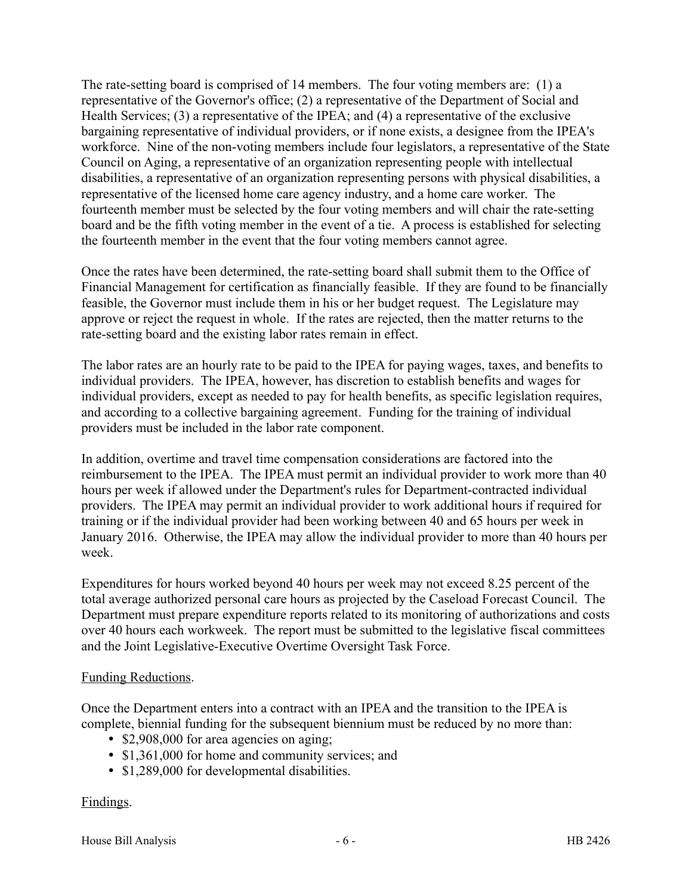The rate-setting board is comprised of 14 members. The four voting members are: (1) a representative of the Governor's office; (2) a representative of the Department of Social and Health Services; (3) a representative of the IPEA; and (4) a representative of the exclusive bargaining representative of individual providers, or if none exists, a designee from the IPEA's workforce. Nine of the non-voting members include four legislators, a representative of the State Council on Aging, a representative of an organization representing people with intellectual disabilities, a representative of an organization representing persons with physical disabilities, a representative of the licensed home care agency industry, and a home care worker. The fourteenth member must be selected by the four voting members and will chair the rate-setting board and be the fifth voting member in the event of a tie. A process is established for selecting the fourteenth member in the event that the four voting members cannot agree.

Once the rates have been determined, the rate-setting board shall submit them to the Office of Financial Management for certification as financially feasible. If they are found to be financially feasible, the Governor must include them in his or her budget request. The Legislature may approve or reject the request in whole. If the rates are rejected, then the matter returns to the rate-setting board and the existing labor rates remain in effect.

The labor rates are an hourly rate to be paid to the IPEA for paying wages, taxes, and benefits to individual providers. The IPEA, however, has discretion to establish benefits and wages for individual providers, except as needed to pay for health benefits, as specific legislation requires, and according to a collective bargaining agreement. Funding for the training of individual providers must be included in the labor rate component.

In addition, overtime and travel time compensation considerations are factored into the reimbursement to the IPEA. The IPEA must permit an individual provider to work more than 40 hours per week if allowed under the Department's rules for Department-contracted individual providers. The IPEA may permit an individual provider to work additional hours if required for training or if the individual provider had been working between 40 and 65 hours per week in January 2016. Otherwise, the IPEA may allow the individual provider to more than 40 hours per week.

Expenditures for hours worked beyond 40 hours per week may not exceed 8.25 percent of the total average authorized personal care hours as projected by the Caseload Forecast Council. The Department must prepare expenditure reports related to its monitoring of authorizations and costs over 40 hours each workweek. The report must be submitted to the legislative fiscal committees and the Joint Legislative-Executive Overtime Oversight Task Force.

Funding Reductions.

Once the Department enters into a contract with an IPEA and the transition to the IPEA is complete, biennial funding for the subsequent biennium must be reduced by no more than:

- $2,908,000 for area agencies on aging;
- $1,361,000 for home and community services; and
- $1,289,000 for developmental disabilities.

Findings.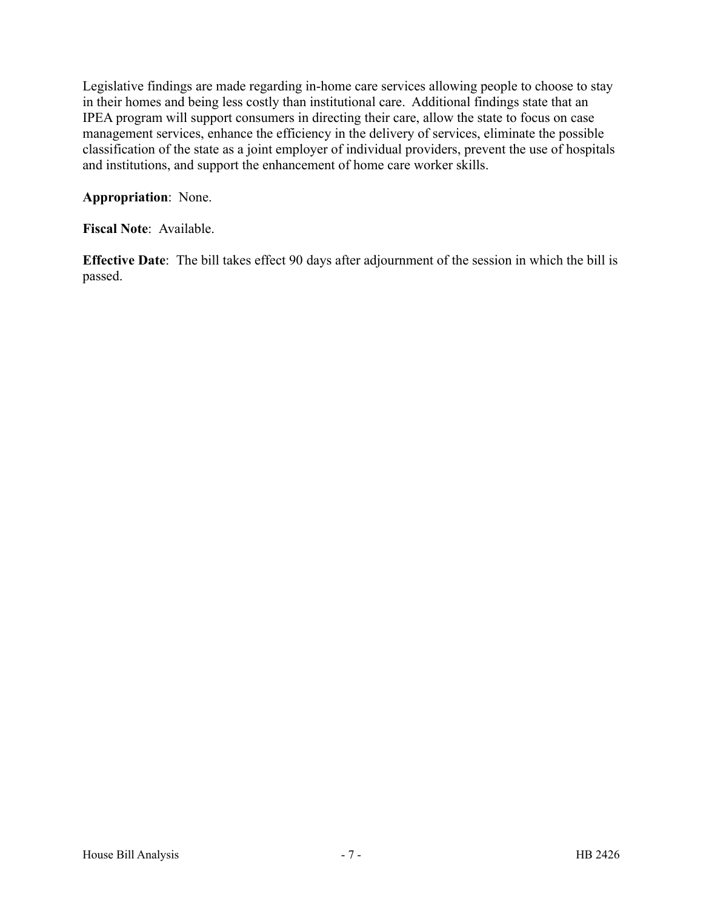Legislative findings are made regarding in-home care services allowing people to choose to stay in their homes and being less costly than institutional care. Additional findings state that an IPEA program will support consumers in directing their care, allow the state to focus on case management services, enhance the efficiency in the delivery of services, eliminate the possible classification of the state as a joint employer of individual providers, prevent the use of hospitals and institutions, and support the enhancement of home care worker skills.

**Appropriation**: None.

**Fiscal Note**: Available.

**Effective Date**: The bill takes effect 90 days after adjournment of the session in which the bill is passed.